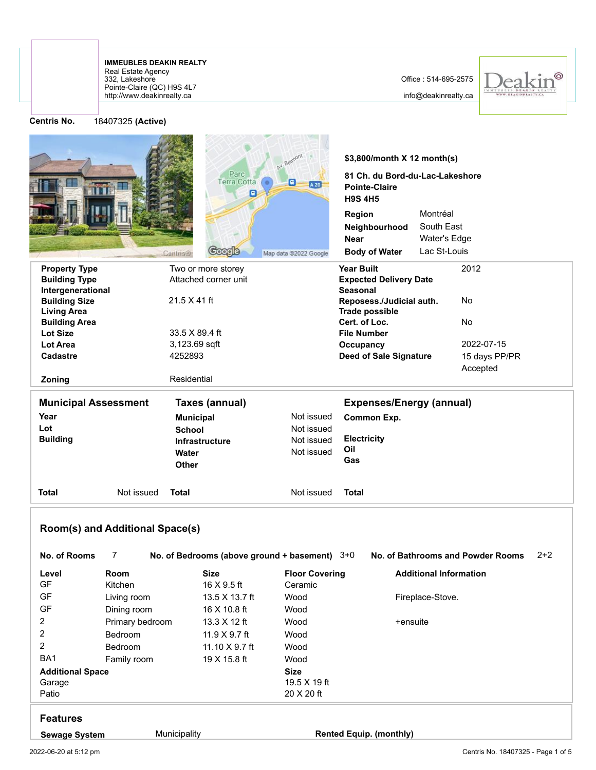**IMMEUBLES DEAKIN REALTY**
Real Estate Agency
332, Lakeshore
Pointe-Claire (QC) H9S 4L7
http://www.deakinrealty.ca

Office : 514-695-2575
info@deakinrealty.ca

**Centris No.** 18407325 **(Active)**

**$3,800/month X 12 month(s)**

**81 Ch. du Bord-du-Lac-Lakeshore**
**Pointe-Claire**
**H9S 4H5**

| | |
|---|---|
| **Region** | Montréal |
| **Neighbourhood** | South East |
| **Near** | Water's Edge |
| **Body of Water** | Lac St-Louis |

| | | | |
|---|---|---|---|
| **Property Type** | Two or more storey | **Year Built** | 2012 |
| **Building Type** | Attached corner unit | **Expected Delivery Date** | |
| **Intergenerational** | | **Seasonal** | |
| **Building Size** | 21.5 X 41 ft | **Reposess./Judicial auth.** | No |
| **Living Area** | | **Trade possible** | |
| **Building Area** | | **Cert. of Loc.** | No |
| **Lot Size** | 33.5 X 89.4 ft | **File Number** | |
| **Lot Area** | 3,123.69 sqft | **Occupancy** | 2022-07-15 |
| **Cadastre** | 4252893 | **Deed of Sale Signature** | 15 days PP/PR Accepted |
| **Zoning** | Residential | | |

| Municipal Assessment | | Taxes (annual) | | Expenses/Energy (annual) | |
|---|---|---|---|---|---|
| **Year** | | **Municipal** | Not issued | **Common Exp.** | |
| **Lot** | | **School** | Not issued | | |
| **Building** | | **Infrastructure** | Not issued | **Electricity** | |
| | | **Water** | Not issued | **Oil** | |
| | | **Other** | | **Gas** | |
| **Total** | Not issued | **Total** | Not issued | **Total** | |

## Room(s) and Additional Space(s)

**No. of Rooms** 7 **No. of Bedrooms (above ground + basement)** 3+0 **No. of Bathrooms and Powder Rooms** 2+2

| Level | Room | Size | Floor Covering | Additional Information |
|---|---|---|---|---|
| GF | Kitchen | 16 X 9.5 ft | Ceramic | |
| GF | Living room | 13.5 X 13.7 ft | Wood | Fireplace-Stove. |
| GF | Dining room | 16 X 10.8 ft | Wood | |
| 2 | Primary bedroom | 13.3 X 12 ft | Wood | +ensuite |
| 2 | Bedroom | 11.9 X 9.7 ft | Wood | |
| 2 | Bedroom | 11.10 X 9.7 ft | Wood | |
| BA1 | Family room | 19 X 15.8 ft | Wood | |

| Additional Space | Size |
|---|---|
| Garage | 19.5 X 19 ft |
| Patio | 20 X 20 ft |

## Features

| | | | |
|---|---|---|---|
| **Sewage System** | Municipality | **Rented Equip. (monthly)** | |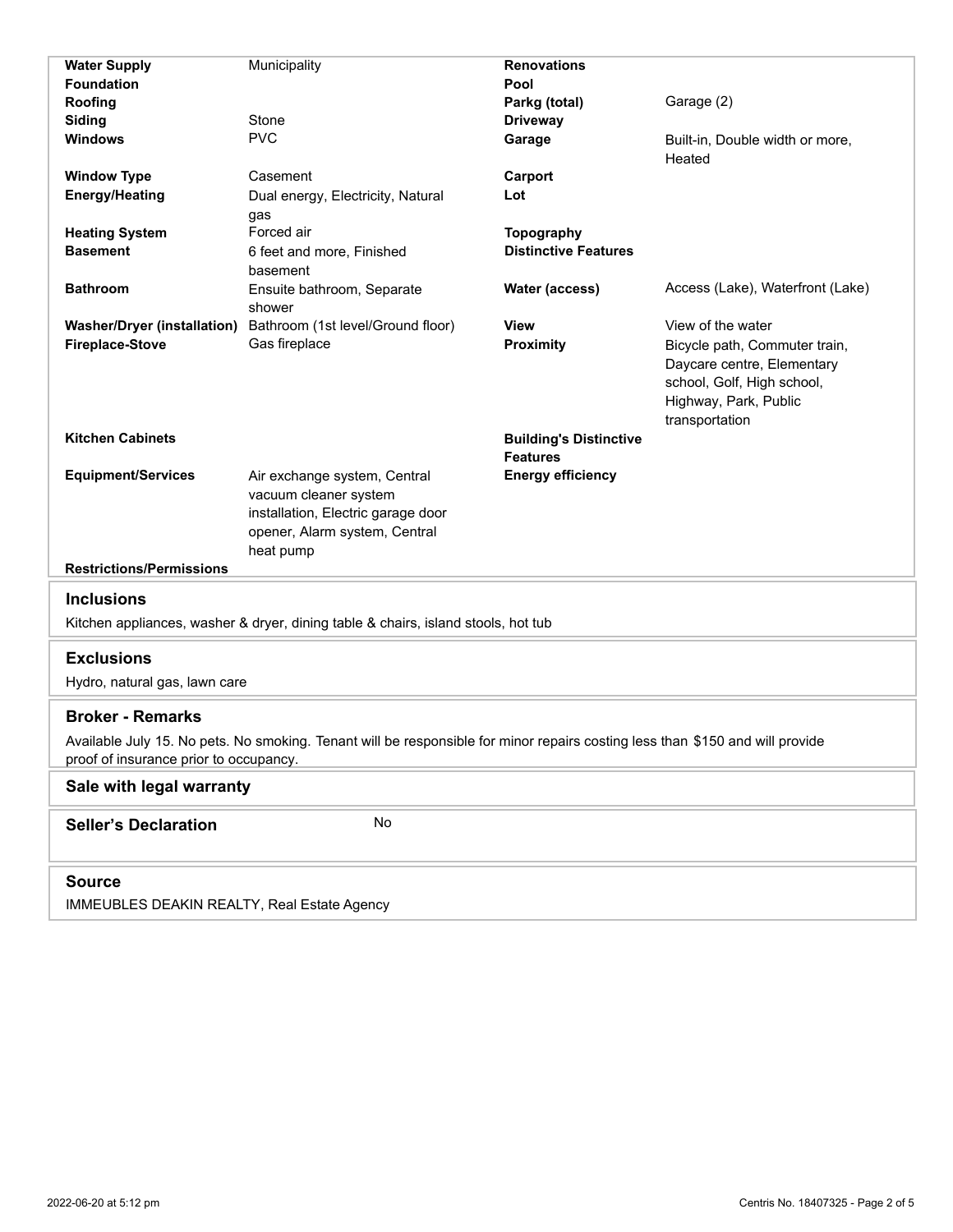| | | | |
|---|---|---|---|
| **Water Supply** | Municipality | **Renovations** | |
| **Foundation** | | **Pool** | |
| **Roofing** | | **Parkg (total)** | Garage (2) |
| **Siding** | Stone | **Driveway** | |
| **Windows** | PVC | **Garage** | Built-in, Double width or more, Heated |
| **Window Type** | Casement | **Carport** | |
| **Energy/Heating** | Dual energy, Electricity, Natural gas | **Lot** | |
| **Heating System** | Forced air | **Topography** | |
| **Basement** | 6 feet and more, Finished basement | **Distinctive Features** | |
| **Bathroom** | Ensuite bathroom, Separate shower | **Water (access)** | Access (Lake), Waterfront (Lake) |
| **Washer/Dryer (installation)** | Bathroom (1st level/Ground floor) | **View** | View of the water |
| **Fireplace-Stove** | Gas fireplace | **Proximity** | Bicycle path, Commuter train, Daycare centre, Elementary school, Golf, High school, Highway, Park, Public transportation |
| **Kitchen Cabinets** | | **Building's Distinctive Features** | |
| **Equipment/Services** | Air exchange system, Central vacuum cleaner system installation, Electric garage door opener, Alarm system, Central heat pump | **Energy efficiency** | |
| **Restrictions/Permissions** | | | |

## Inclusions

Kitchen appliances, washer & dryer, dining table & chairs, island stools, hot tub

## Exclusions

Hydro, natural gas, lawn care

## Broker - Remarks

Available July 15. No pets. No smoking. Tenant will be responsible for minor repairs costing less than $150 and will provide proof of insurance prior to occupancy.

## Sale with legal warranty

## Seller's Declaration

No

## Source

IMMEUBLES DEAKIN REALTY, Real Estate Agency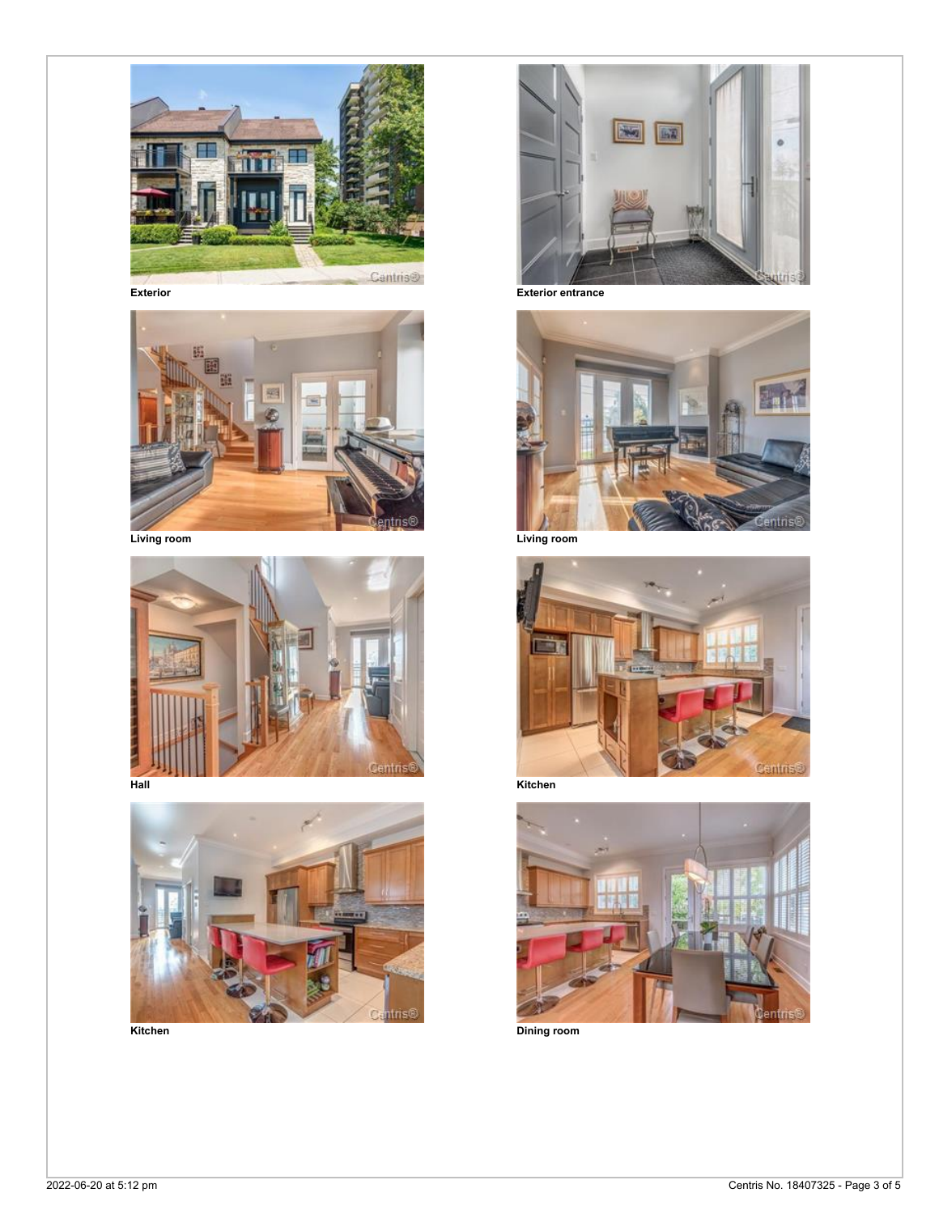Exterior

Exterior entrance

Living room

Living room

Hall

Kitchen

Kitchen

Dining room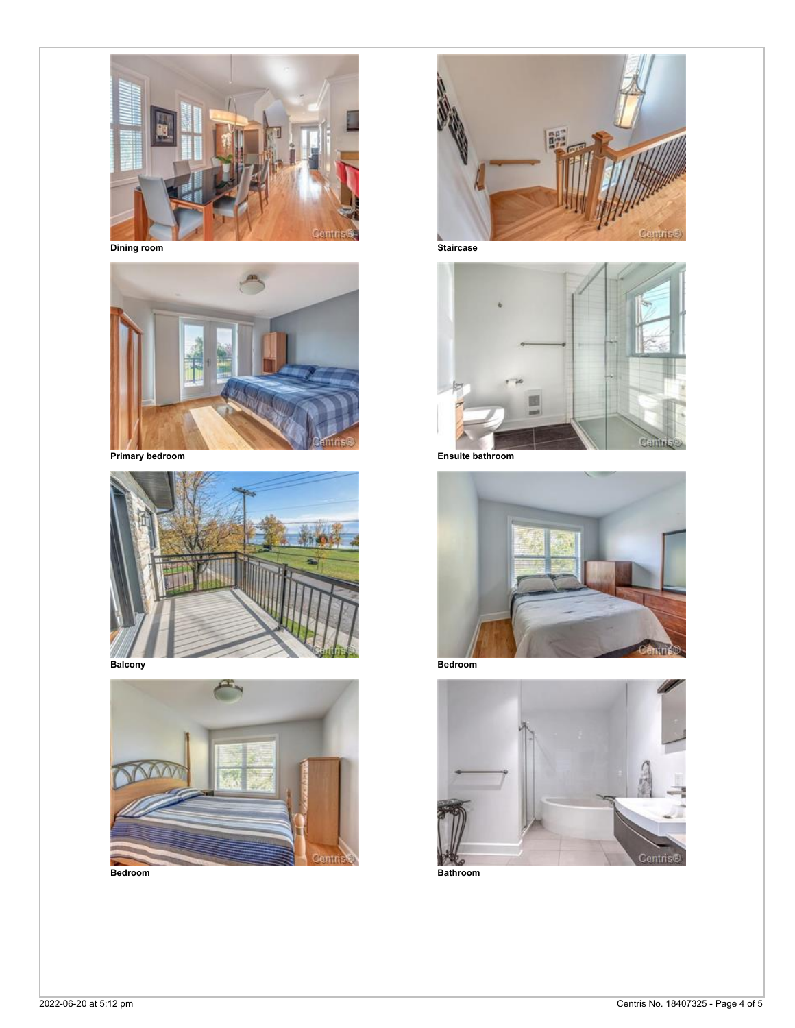Dining room

Staircase

Primary bedroom

Ensuite bathroom

Balcony

Bedroom

Bedroom

Bathroom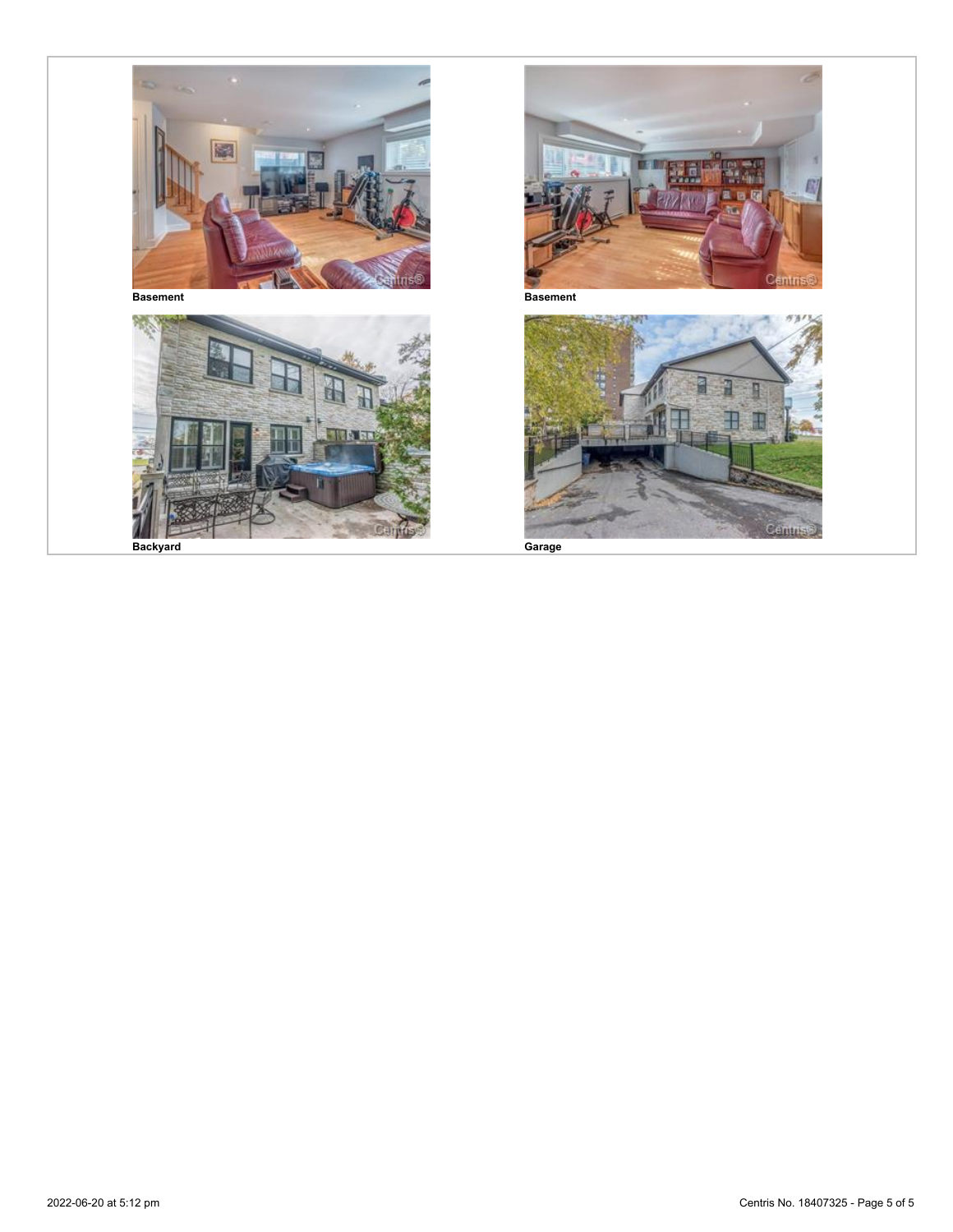Basement

Basement

Backyard

Garage